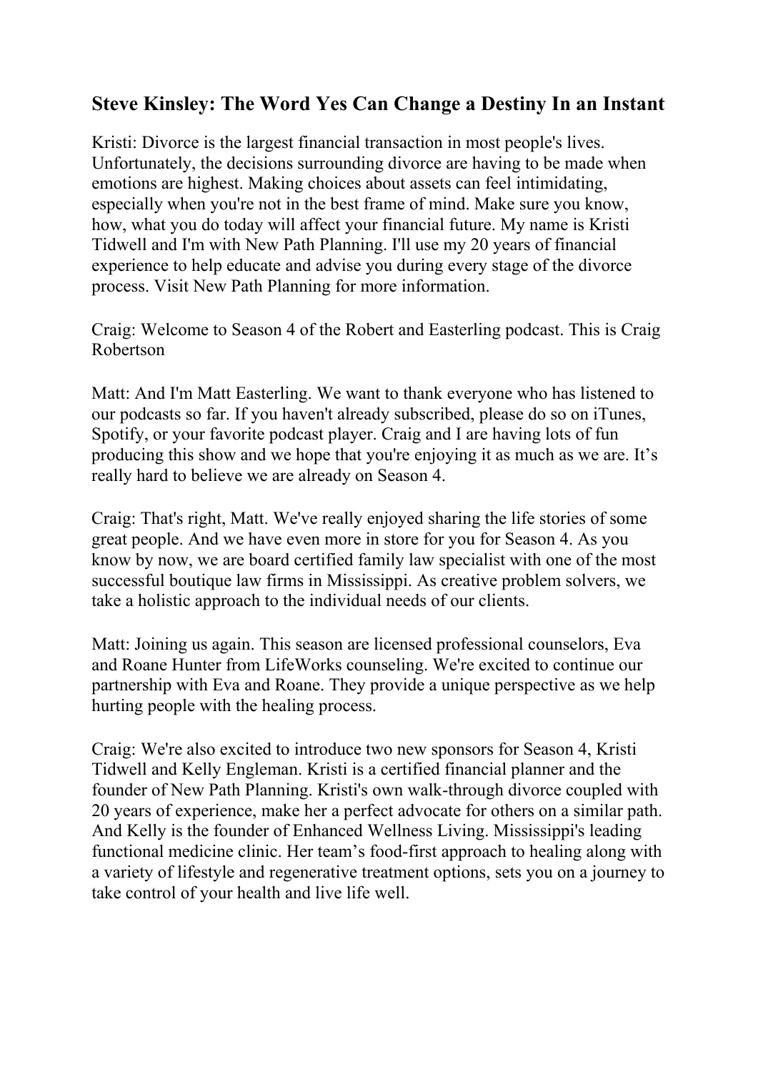# Steve Kinsley: The Word Yes Can Change a Destiny In an Instant

Kristi: Divorce is the largest financial transaction in most people's lives. Unfortunately, the decisions surrounding divorce are having to be made when emotions are highest. Making choices about assets can feel intimidating, especially when you're not in the best frame of mind. Make sure you know, how, what you do today will affect your financial future. My name is Kristi Tidwell and I'm with New Path Planning. I'll use my 20 years of financial experience to help educate and advise you during every stage of the divorce process. Visit New Path Planning for more information.

Craig: Welcome to Season 4 of the Robert and Easterling podcast. This is Craig Robertson

Matt: And I'm Matt Easterling. We want to thank everyone who has listened to our podcasts so far. If you haven't already subscribed, please do so on iTunes, Spotify, or your favorite podcast player. Craig and I are having lots of fun producing this show and we hope that you're enjoying it as much as we are. It's really hard to believe we are already on Season 4.

Craig: That's right, Matt. We've really enjoyed sharing the life stories of some great people. And we have even more in store for you for Season 4. As you know by now, we are board certified family law specialist with one of the most successful boutique law firms in Mississippi. As creative problem solvers, we take a holistic approach to the individual needs of our clients.

Matt: Joining us again. This season are licensed professional counselors, Eva and Roane Hunter from LifeWorks counseling. We're excited to continue our partnership with Eva and Roane. They provide a unique perspective as we help hurting people with the healing process.

Craig: We're also excited to introduce two new sponsors for Season 4, Kristi Tidwell and Kelly Engleman. Kristi is a certified financial planner and the founder of New Path Planning. Kristi's own walk-through divorce coupled with 20 years of experience, make her a perfect advocate for others on a similar path. And Kelly is the founder of Enhanced Wellness Living. Mississippi's leading functional medicine clinic. Her team's food-first approach to healing along with a variety of lifestyle and regenerative treatment options, sets you on a journey to take control of your health and live life well.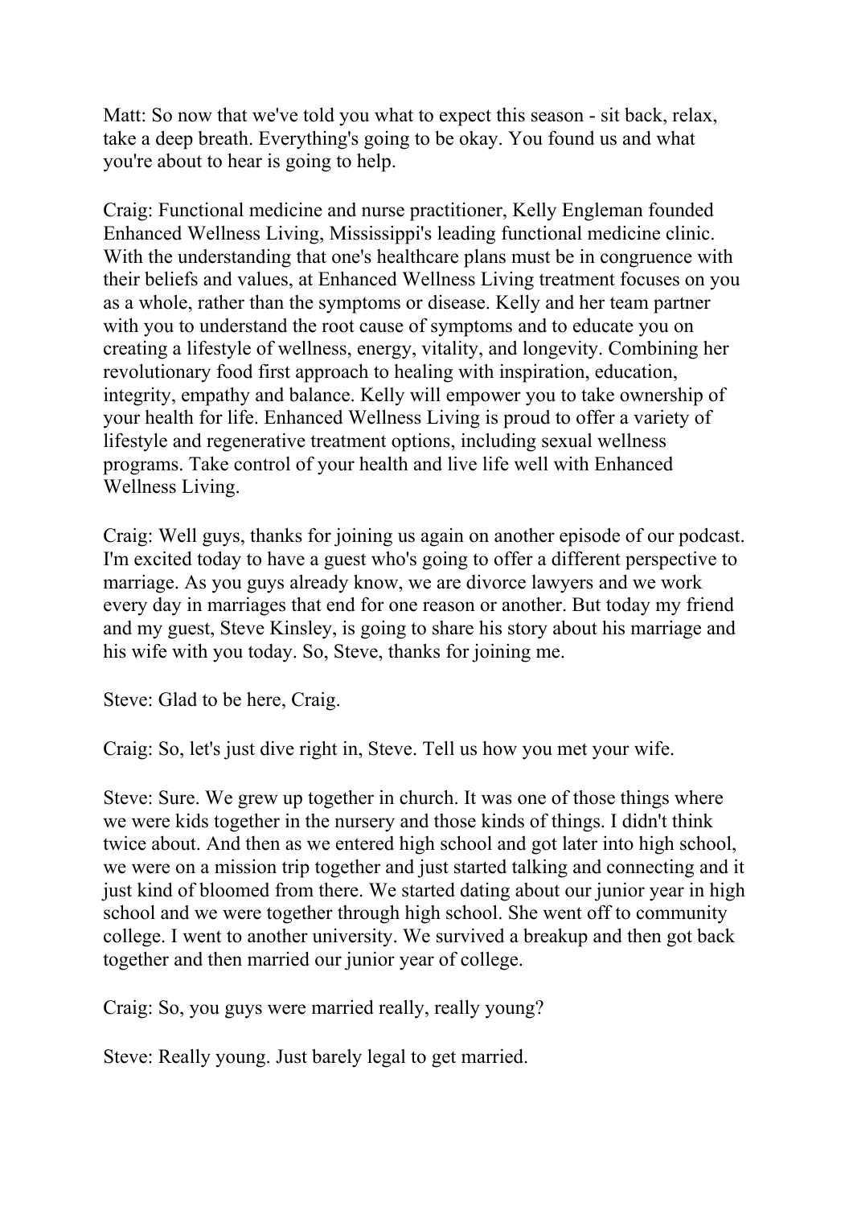Matt: So now that we've told you what to expect this season - sit back, relax, take a deep breath. Everything's going to be okay. You found us and what you're about to hear is going to help.

Craig: Functional medicine and nurse practitioner, Kelly Engleman founded Enhanced Wellness Living, Mississippi's leading functional medicine clinic. With the understanding that one's healthcare plans must be in congruence with their beliefs and values, at Enhanced Wellness Living treatment focuses on you as a whole, rather than the symptoms or disease. Kelly and her team partner with you to understand the root cause of symptoms and to educate you on creating a lifestyle of wellness, energy, vitality, and longevity. Combining her revolutionary food first approach to healing with inspiration, education, integrity, empathy and balance. Kelly will empower you to take ownership of your health for life. Enhanced Wellness Living is proud to offer a variety of lifestyle and regenerative treatment options, including sexual wellness programs. Take control of your health and live life well with Enhanced Wellness Living.

Craig: Well guys, thanks for joining us again on another episode of our podcast. I'm excited today to have a guest who's going to offer a different perspective to marriage. As you guys already know, we are divorce lawyers and we work every day in marriages that end for one reason or another. But today my friend and my guest, Steve Kinsley, is going to share his story about his marriage and his wife with you today. So, Steve, thanks for joining me.

Steve: Glad to be here, Craig.

Craig: So, let's just dive right in, Steve. Tell us how you met your wife.

Steve: Sure. We grew up together in church. It was one of those things where we were kids together in the nursery and those kinds of things. I didn't think twice about. And then as we entered high school and got later into high school, we were on a mission trip together and just started talking and connecting and it just kind of bloomed from there. We started dating about our junior year in high school and we were together through high school. She went off to community college. I went to another university. We survived a breakup and then got back together and then married our junior year of college.

Craig: So, you guys were married really, really young?

Steve: Really young. Just barely legal to get married.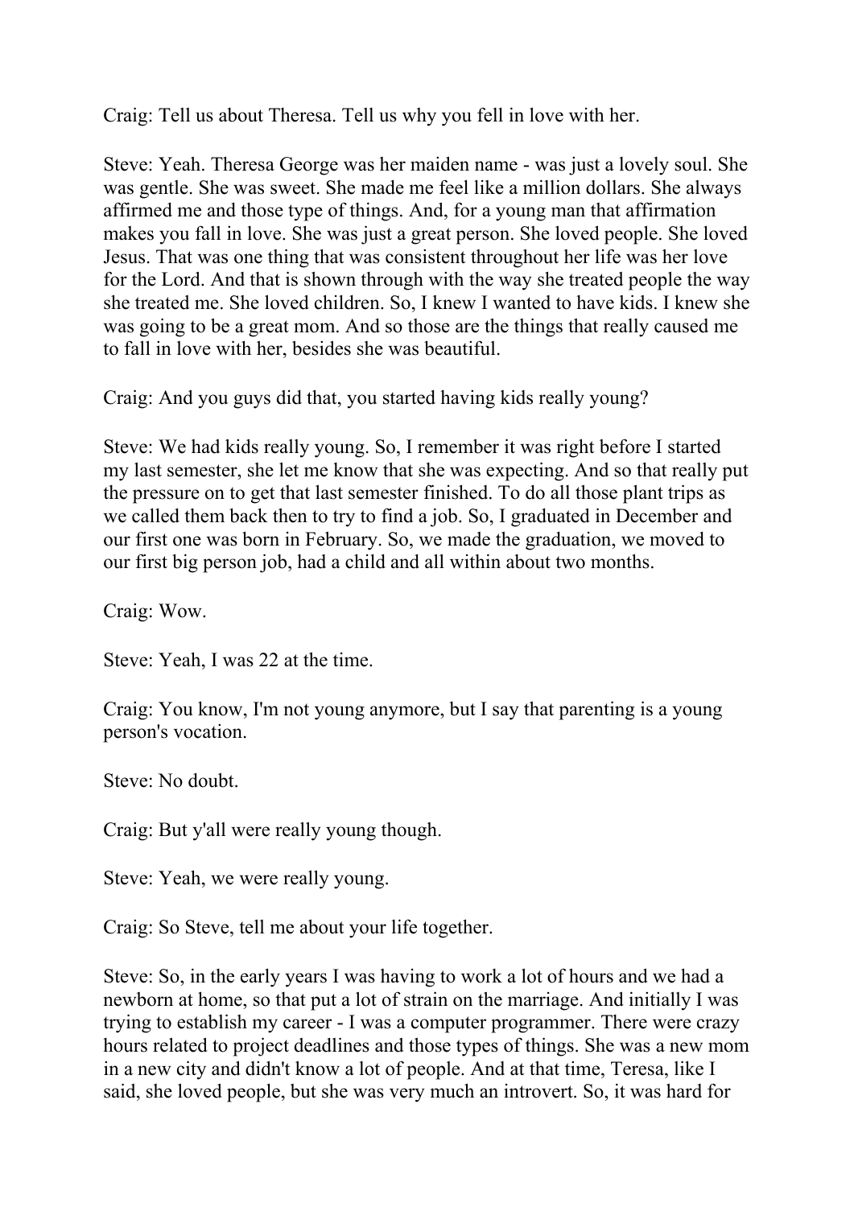Craig: Tell us about Theresa. Tell us why you fell in love with her.

Steve: Yeah. Theresa George was her maiden name - was just a lovely soul. She was gentle. She was sweet. She made me feel like a million dollars. She always affirmed me and those type of things. And, for a young man that affirmation makes you fall in love. She was just a great person. She loved people. She loved Jesus. That was one thing that was consistent throughout her life was her love for the Lord. And that is shown through with the way she treated people the way she treated me. She loved children. So, I knew I wanted to have kids. I knew she was going to be a great mom. And so those are the things that really caused me to fall in love with her, besides she was beautiful.

Craig: And you guys did that, you started having kids really young?

Steve: We had kids really young. So, I remember it was right before I started my last semester, she let me know that she was expecting. And so that really put the pressure on to get that last semester finished. To do all those plant trips as we called them back then to try to find a job. So, I graduated in December and our first one was born in February. So, we made the graduation, we moved to our first big person job, had a child and all within about two months.

Craig: Wow.

Steve: Yeah, I was 22 at the time.

Craig: You know, I'm not young anymore, but I say that parenting is a young person's vocation.

Steve: No doubt.

Craig: But y'all were really young though.

Steve: Yeah, we were really young.

Craig: So Steve, tell me about your life together.

Steve: So, in the early years I was having to work a lot of hours and we had a newborn at home, so that put a lot of strain on the marriage. And initially I was trying to establish my career - I was a computer programmer. There were crazy hours related to project deadlines and those types of things. She was a new mom in a new city and didn't know a lot of people. And at that time, Teresa, like I said, she loved people, but she was very much an introvert. So, it was hard for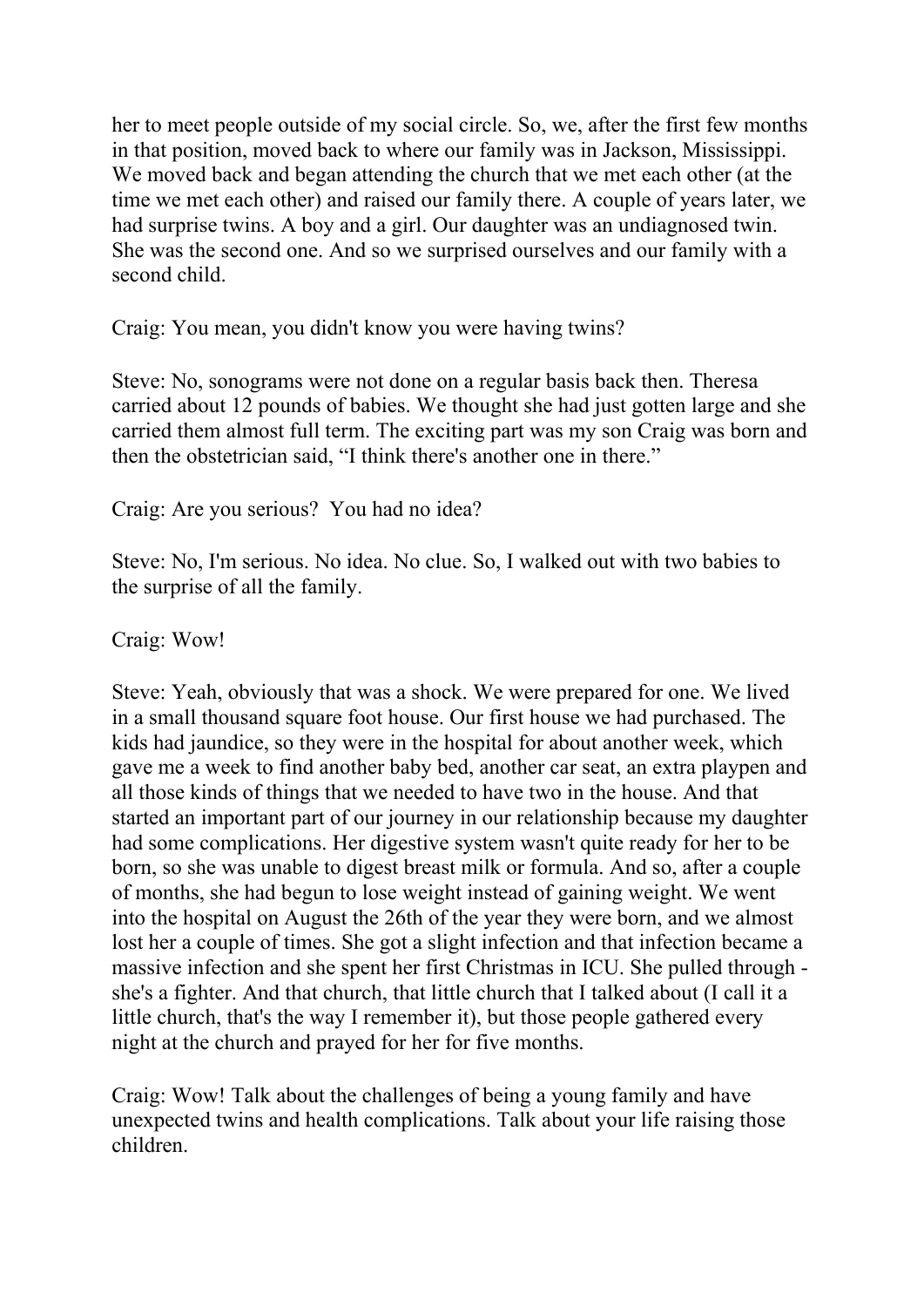her to meet people outside of my social circle. So, we, after the first few months in that position, moved back to where our family was in Jackson, Mississippi. We moved back and began attending the church that we met each other (at the time we met each other) and raised our family there. A couple of years later, we had surprise twins. A boy and a girl. Our daughter was an undiagnosed twin. She was the second one. And so we surprised ourselves and our family with a second child.

Craig: You mean, you didn't know you were having twins?

Steve: No, sonograms were not done on a regular basis back then. Theresa carried about 12 pounds of babies. We thought she had just gotten large and she carried them almost full term. The exciting part was my son Craig was born and then the obstetrician said, "I think there's another one in there."

Craig: Are you serious?  You had no idea?

Steve: No, I'm serious. No idea. No clue. So, I walked out with two babies to the surprise of all the family.

Craig: Wow!

Steve: Yeah, obviously that was a shock. We were prepared for one. We lived in a small thousand square foot house. Our first house we had purchased. The kids had jaundice, so they were in the hospital for about another week, which gave me a week to find another baby bed, another car seat, an extra playpen and all those kinds of things that we needed to have two in the house. And that started an important part of our journey in our relationship because my daughter had some complications. Her digestive system wasn't quite ready for her to be born, so she was unable to digest breast milk or formula. And so, after a couple of months, she had begun to lose weight instead of gaining weight. We went into the hospital on August the 26th of the year they were born, and we almost lost her a couple of times. She got a slight infection and that infection became a massive infection and she spent her first Christmas in ICU. She pulled through - she's a fighter. And that church, that little church that I talked about (I call it a little church, that's the way I remember it), but those people gathered every night at the church and prayed for her for five months.

Craig: Wow! Talk about the challenges of being a young family and have unexpected twins and health complications. Talk about your life raising those children.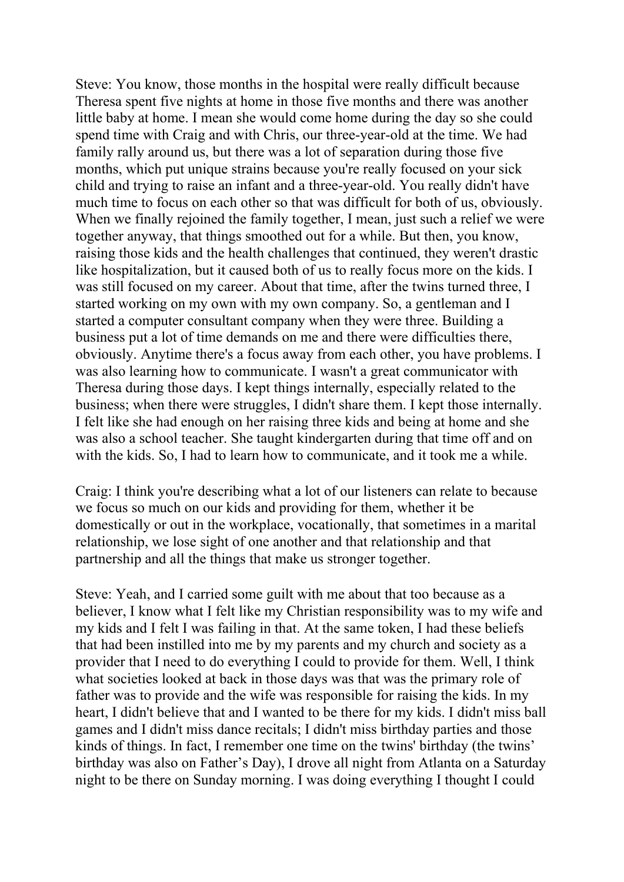Steve: You know, those months in the hospital were really difficult because Theresa spent five nights at home in those five months and there was another little baby at home. I mean she would come home during the day so she could spend time with Craig and with Chris, our three-year-old at the time. We had family rally around us, but there was a lot of separation during those five months, which put unique strains because you're really focused on your sick child and trying to raise an infant and a three-year-old. You really didn't have much time to focus on each other so that was difficult for both of us, obviously. When we finally rejoined the family together, I mean, just such a relief we were together anyway, that things smoothed out for a while. But then, you know, raising those kids and the health challenges that continued, they weren't drastic like hospitalization, but it caused both of us to really focus more on the kids. I was still focused on my career. About that time, after the twins turned three, I started working on my own with my own company. So, a gentleman and I started a computer consultant company when they were three. Building a business put a lot of time demands on me and there were difficulties there, obviously. Anytime there's a focus away from each other, you have problems. I was also learning how to communicate. I wasn't a great communicator with Theresa during those days. I kept things internally, especially related to the business; when there were struggles, I didn't share them. I kept those internally. I felt like she had enough on her raising three kids and being at home and she was also a school teacher. She taught kindergarten during that time off and on with the kids. So, I had to learn how to communicate, and it took me a while.

Craig: I think you're describing what a lot of our listeners can relate to because we focus so much on our kids and providing for them, whether it be domestically or out in the workplace, vocationally, that sometimes in a marital relationship, we lose sight of one another and that relationship and that partnership and all the things that make us stronger together.

Steve: Yeah, and I carried some guilt with me about that too because as a believer, I know what I felt like my Christian responsibility was to my wife and my kids and I felt I was failing in that. At the same token, I had these beliefs that had been instilled into me by my parents and my church and society as a provider that I need to do everything I could to provide for them. Well, I think what societies looked at back in those days was that was the primary role of father was to provide and the wife was responsible for raising the kids. In my heart, I didn't believe that and I wanted to be there for my kids. I didn't miss ball games and I didn't miss dance recitals; I didn't miss birthday parties and those kinds of things. In fact, I remember one time on the twins' birthday (the twins' birthday was also on Father's Day), I drove all night from Atlanta on a Saturday night to be there on Sunday morning. I was doing everything I thought I could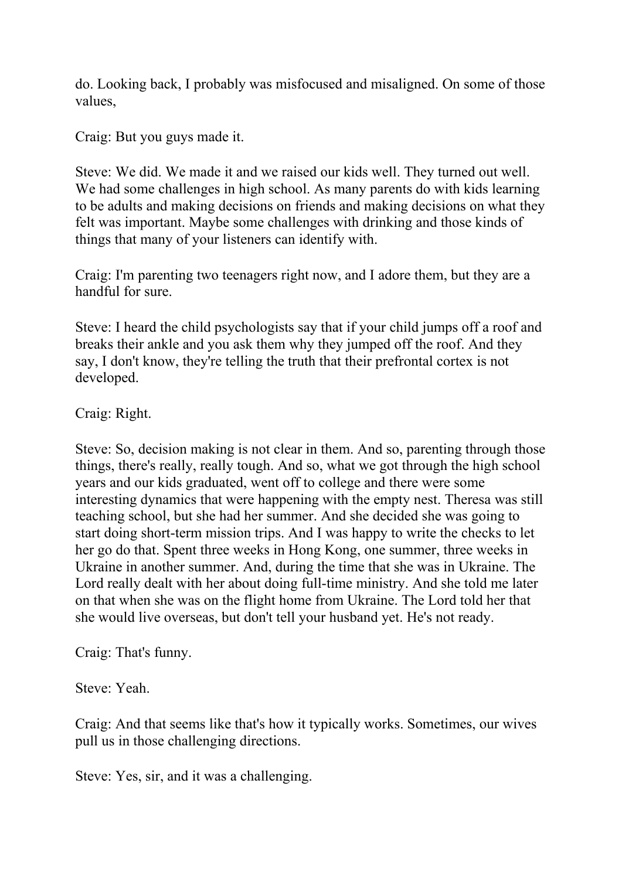do. Looking back, I probably was misfocused and misaligned. On some of those values,

Craig: But you guys made it.

Steve: We did. We made it and we raised our kids well. They turned out well. We had some challenges in high school. As many parents do with kids learning to be adults and making decisions on friends and making decisions on what they felt was important. Maybe some challenges with drinking and those kinds of things that many of your listeners can identify with.

Craig: I'm parenting two teenagers right now, and I adore them, but they are a handful for sure.

Steve: I heard the child psychologists say that if your child jumps off a roof and breaks their ankle and you ask them why they jumped off the roof. And they say, I don't know, they're telling the truth that their prefrontal cortex is not developed.

Craig: Right.

Steve: So, decision making is not clear in them. And so, parenting through those things, there's really, really tough. And so, what we got through the high school years and our kids graduated, went off to college and there were some interesting dynamics that were happening with the empty nest. Theresa was still teaching school, but she had her summer. And she decided she was going to start doing short-term mission trips. And I was happy to write the checks to let her go do that. Spent three weeks in Hong Kong, one summer, three weeks in Ukraine in another summer. And, during the time that she was in Ukraine. The Lord really dealt with her about doing full-time ministry. And she told me later on that when she was on the flight home from Ukraine. The Lord told her that she would live overseas, but don't tell your husband yet. He's not ready.

Craig: That's funny.

Steve: Yeah.

Craig: And that seems like that's how it typically works. Sometimes, our wives pull us in those challenging directions.

Steve: Yes, sir, and it was a challenging.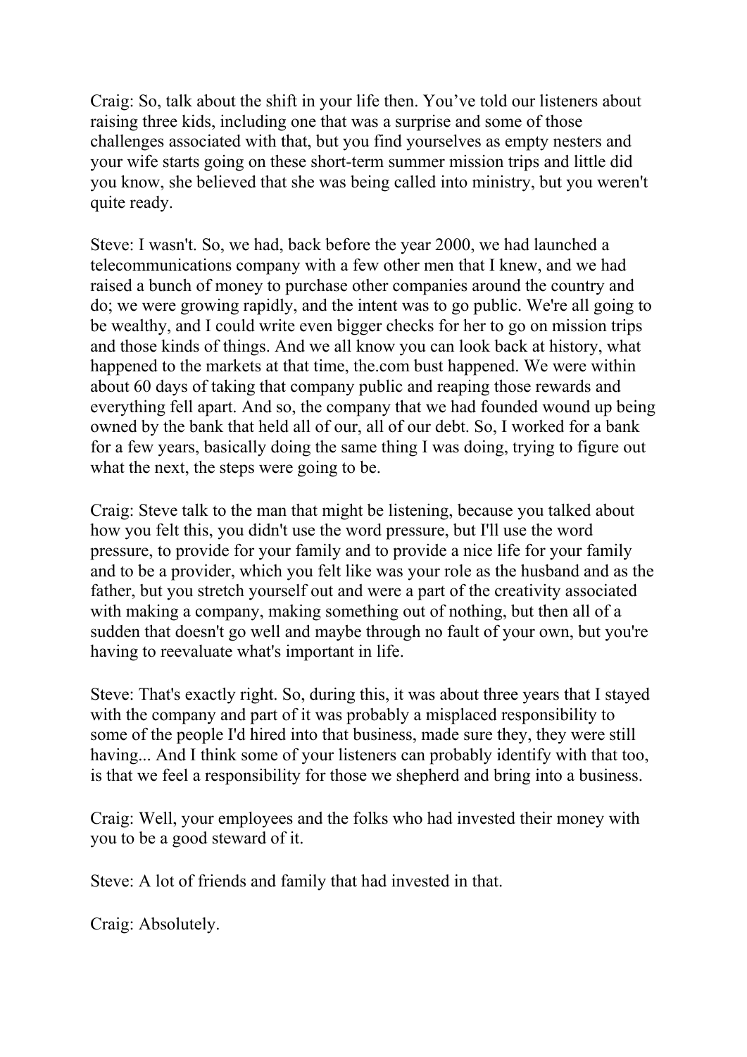Craig: So, talk about the shift in your life then. You've told our listeners about raising three kids, including one that was a surprise and some of those challenges associated with that, but you find yourselves as empty nesters and your wife starts going on these short-term summer mission trips and little did you know, she believed that she was being called into ministry, but you weren't quite ready.

Steve: I wasn't. So, we had, back before the year 2000, we had launched a telecommunications company with a few other men that I knew, and we had raised a bunch of money to purchase other companies around the country and do; we were growing rapidly, and the intent was to go public. We're all going to be wealthy, and I could write even bigger checks for her to go on mission trips and those kinds of things. And we all know you can look back at history, what happened to the markets at that time, the.com bust happened. We were within about 60 days of taking that company public and reaping those rewards and everything fell apart. And so, the company that we had founded wound up being owned by the bank that held all of our, all of our debt. So, I worked for a bank for a few years, basically doing the same thing I was doing, trying to figure out what the next, the steps were going to be.

Craig: Steve talk to the man that might be listening, because you talked about how you felt this, you didn't use the word pressure, but I'll use the word pressure, to provide for your family and to provide a nice life for your family and to be a provider, which you felt like was your role as the husband and as the father, but you stretch yourself out and were a part of the creativity associated with making a company, making something out of nothing, but then all of a sudden that doesn't go well and maybe through no fault of your own, but you're having to reevaluate what's important in life.

Steve: That's exactly right. So, during this, it was about three years that I stayed with the company and part of it was probably a misplaced responsibility to some of the people I'd hired into that business, made sure they, they were still having... And I think some of your listeners can probably identify with that too, is that we feel a responsibility for those we shepherd and bring into a business.

Craig: Well, your employees and the folks who had invested their money with you to be a good steward of it.

Steve: A lot of friends and family that had invested in that.

Craig: Absolutely.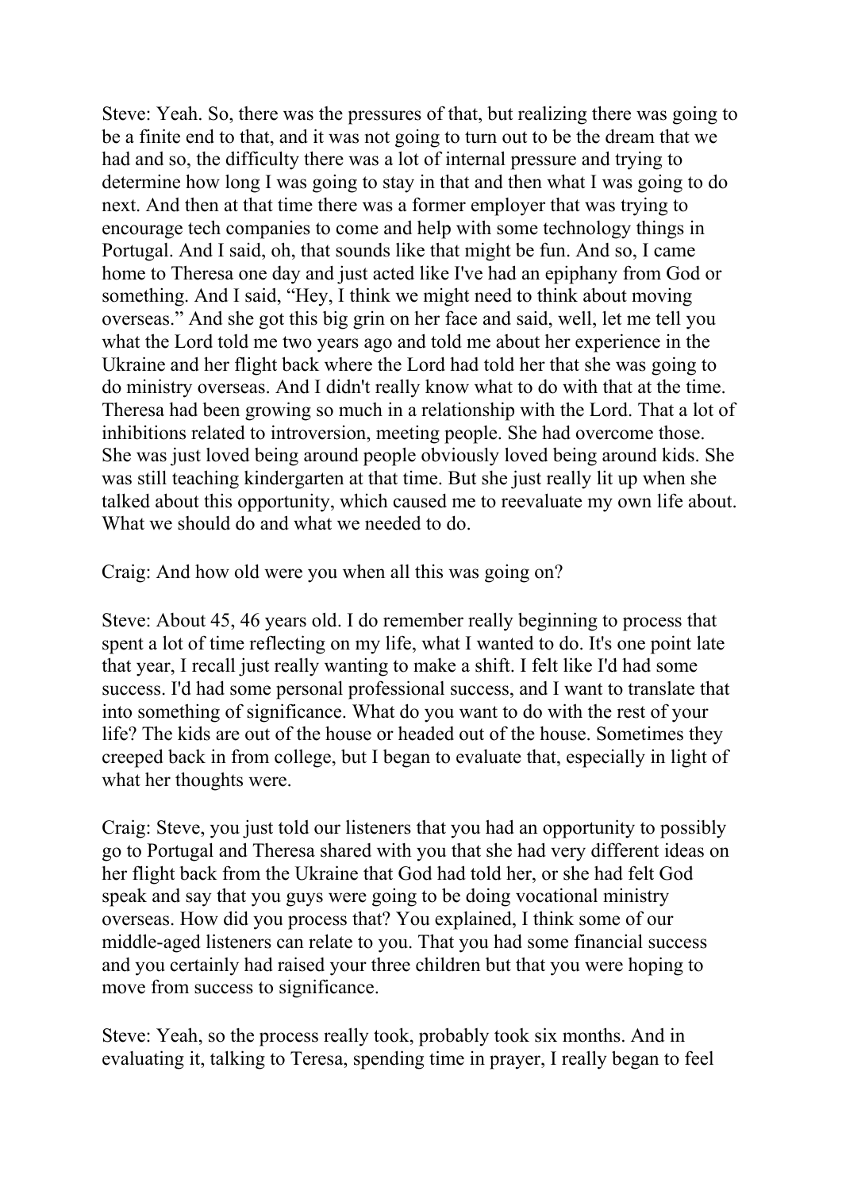Steve: Yeah. So, there was the pressures of that, but realizing there was going to be a finite end to that, and it was not going to turn out to be the dream that we had and so, the difficulty there was a lot of internal pressure and trying to determine how long I was going to stay in that and then what I was going to do next. And then at that time there was a former employer that was trying to encourage tech companies to come and help with some technology things in Portugal. And I said, oh, that sounds like that might be fun. And so, I came home to Theresa one day and just acted like I've had an epiphany from God or something. And I said, "Hey, I think we might need to think about moving overseas." And she got this big grin on her face and said, well, let me tell you what the Lord told me two years ago and told me about her experience in the Ukraine and her flight back where the Lord had told her that she was going to do ministry overseas. And I didn't really know what to do with that at the time. Theresa had been growing so much in a relationship with the Lord. That a lot of inhibitions related to introversion, meeting people. She had overcome those. She was just loved being around people obviously loved being around kids. She was still teaching kindergarten at that time. But she just really lit up when she talked about this opportunity, which caused me to reevaluate my own life about. What we should do and what we needed to do.

Craig: And how old were you when all this was going on?

Steve: About 45, 46 years old. I do remember really beginning to process that spent a lot of time reflecting on my life, what I wanted to do. It's one point late that year, I recall just really wanting to make a shift. I felt like I'd had some success. I'd had some personal professional success, and I want to translate that into something of significance. What do you want to do with the rest of your life? The kids are out of the house or headed out of the house. Sometimes they creeped back in from college, but I began to evaluate that, especially in light of what her thoughts were.

Craig: Steve, you just told our listeners that you had an opportunity to possibly go to Portugal and Theresa shared with you that she had very different ideas on her flight back from the Ukraine that God had told her, or she had felt God speak and say that you guys were going to be doing vocational ministry overseas. How did you process that? You explained, I think some of our middle-aged listeners can relate to you. That you had some financial success and you certainly had raised your three children but that you were hoping to move from success to significance.

Steve: Yeah, so the process really took, probably took six months. And in evaluating it, talking to Teresa, spending time in prayer, I really began to feel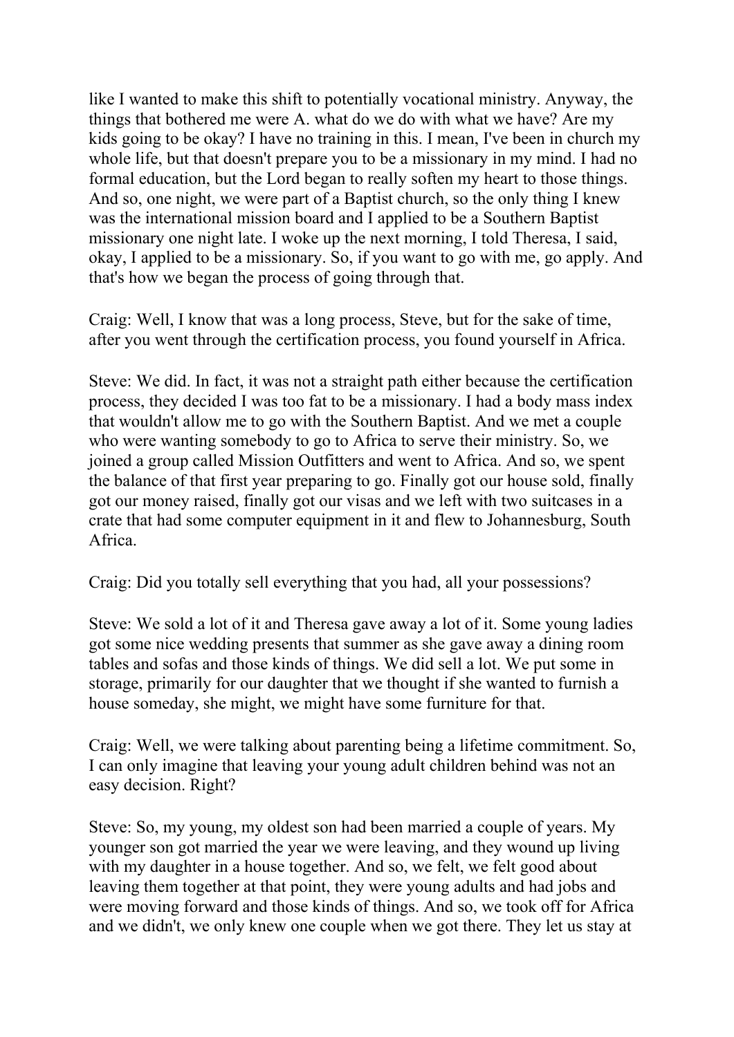like I wanted to make this shift to potentially vocational ministry. Anyway, the things that bothered me were A. what do we do with what we have? Are my kids going to be okay? I have no training in this. I mean, I've been in church my whole life, but that doesn't prepare you to be a missionary in my mind. I had no formal education, but the Lord began to really soften my heart to those things. And so, one night, we were part of a Baptist church, so the only thing I knew was the international mission board and I applied to be a Southern Baptist missionary one night late. I woke up the next morning, I told Theresa, I said, okay, I applied to be a missionary. So, if you want to go with me, go apply. And that's how we began the process of going through that.

Craig: Well, I know that was a long process, Steve, but for the sake of time, after you went through the certification process, you found yourself in Africa.

Steve: We did. In fact, it was not a straight path either because the certification process, they decided I was too fat to be a missionary. I had a body mass index that wouldn't allow me to go with the Southern Baptist. And we met a couple who were wanting somebody to go to Africa to serve their ministry. So, we joined a group called Mission Outfitters and went to Africa. And so, we spent the balance of that first year preparing to go. Finally got our house sold, finally got our money raised, finally got our visas and we left with two suitcases in a crate that had some computer equipment in it and flew to Johannesburg, South Africa.

Craig: Did you totally sell everything that you had, all your possessions?

Steve: We sold a lot of it and Theresa gave away a lot of it. Some young ladies got some nice wedding presents that summer as she gave away a dining room tables and sofas and those kinds of things. We did sell a lot. We put some in storage, primarily for our daughter that we thought if she wanted to furnish a house someday, she might, we might have some furniture for that.

Craig: Well, we were talking about parenting being a lifetime commitment. So, I can only imagine that leaving your young adult children behind was not an easy decision. Right?

Steve: So, my young, my oldest son had been married a couple of years. My younger son got married the year we were leaving, and they wound up living with my daughter in a house together. And so, we felt, we felt good about leaving them together at that point, they were young adults and had jobs and were moving forward and those kinds of things. And so, we took off for Africa and we didn't, we only knew one couple when we got there. They let us stay at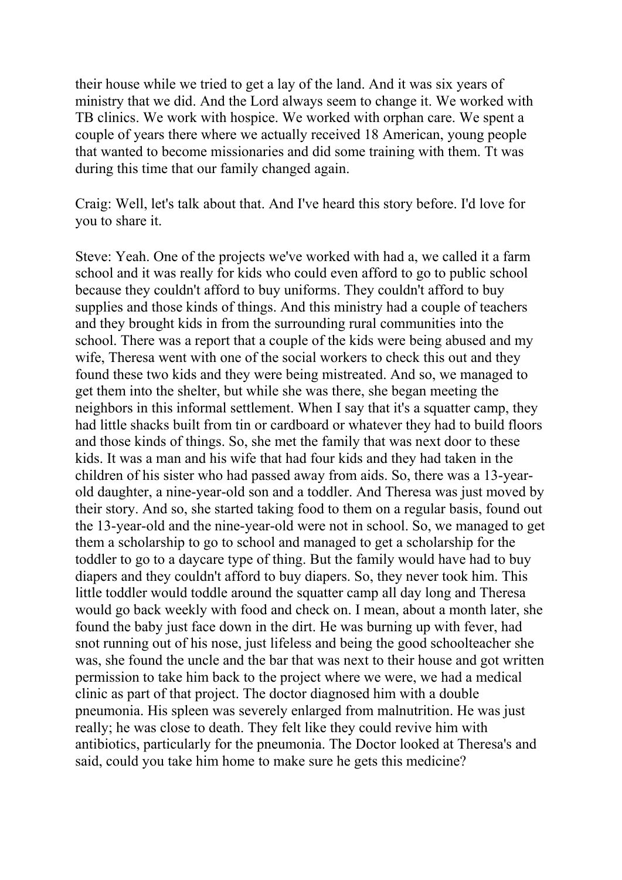their house while we tried to get a lay of the land. And it was six years of ministry that we did. And the Lord always seem to change it. We worked with TB clinics. We work with hospice. We worked with orphan care. We spent a couple of years there where we actually received 18 American, young people that wanted to become missionaries and did some training with them. Tt was during this time that our family changed again.

Craig: Well, let's talk about that. And I've heard this story before. I'd love for you to share it.

Steve: Yeah. One of the projects we've worked with had a, we called it a farm school and it was really for kids who could even afford to go to public school because they couldn't afford to buy uniforms. They couldn't afford to buy supplies and those kinds of things. And this ministry had a couple of teachers and they brought kids in from the surrounding rural communities into the school. There was a report that a couple of the kids were being abused and my wife, Theresa went with one of the social workers to check this out and they found these two kids and they were being mistreated. And so, we managed to get them into the shelter, but while she was there, she began meeting the neighbors in this informal settlement. When I say that it's a squatter camp, they had little shacks built from tin or cardboard or whatever they had to build floors and those kinds of things. So, she met the family that was next door to these kids. It was a man and his wife that had four kids and they had taken in the children of his sister who had passed away from aids. So, there was a 13-year-old daughter, a nine-year-old son and a toddler. And Theresa was just moved by their story. And so, she started taking food to them on a regular basis, found out the 13-year-old and the nine-year-old were not in school. So, we managed to get them a scholarship to go to school and managed to get a scholarship for the toddler to go to a daycare type of thing. But the family would have had to buy diapers and they couldn't afford to buy diapers. So, they never took him. This little toddler would toddle around the squatter camp all day long and Theresa would go back weekly with food and check on. I mean, about a month later, she found the baby just face down in the dirt. He was burning up with fever, had snot running out of his nose, just lifeless and being the good schoolteacher she was, she found the uncle and the bar that was next to their house and got written permission to take him back to the project where we were, we had a medical clinic as part of that project. The doctor diagnosed him with a double pneumonia. His spleen was severely enlarged from malnutrition. He was just really; he was close to death. They felt like they could revive him with antibiotics, particularly for the pneumonia. The Doctor looked at Theresa's and said, could you take him home to make sure he gets this medicine?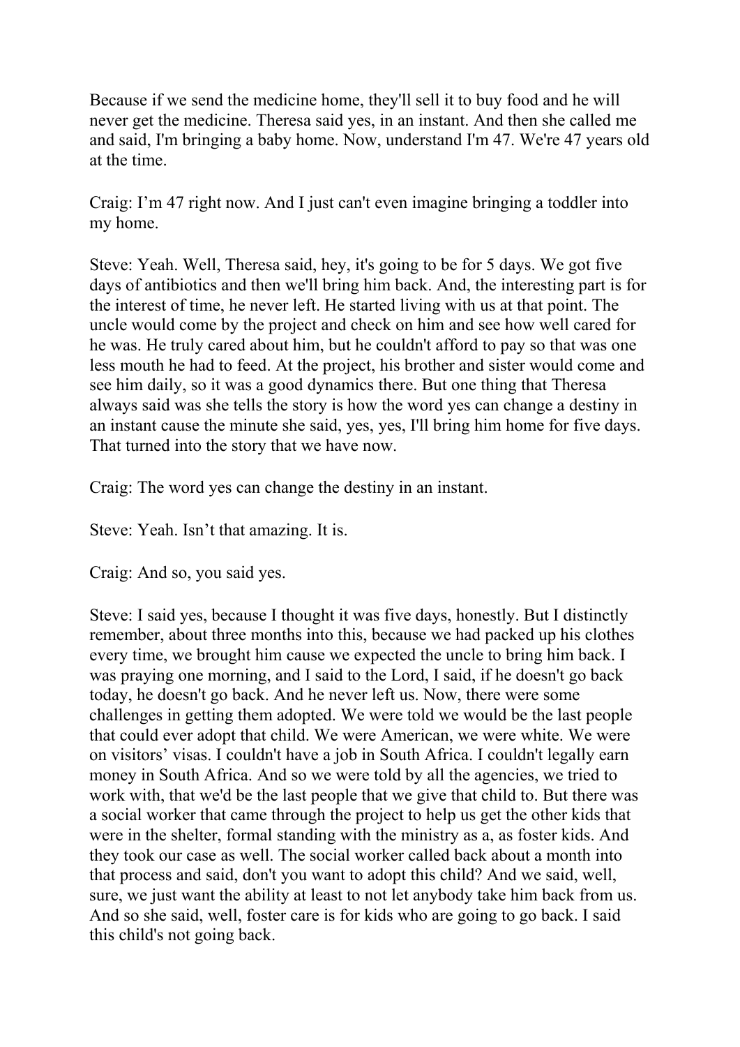Because if we send the medicine home, they'll sell it to buy food and he will never get the medicine. Theresa said yes, in an instant. And then she called me and said, I'm bringing a baby home. Now, understand I'm 47. We're 47 years old at the time.

Craig: I'm 47 right now. And I just can't even imagine bringing a toddler into my home.

Steve: Yeah. Well, Theresa said, hey, it's going to be for 5 days. We got five days of antibiotics and then we'll bring him back. And, the interesting part is for the interest of time, he never left. He started living with us at that point. The uncle would come by the project and check on him and see how well cared for he was. He truly cared about him, but he couldn't afford to pay so that was one less mouth he had to feed. At the project, his brother and sister would come and see him daily, so it was a good dynamics there. But one thing that Theresa always said was she tells the story is how the word yes can change a destiny in an instant cause the minute she said, yes, yes, I'll bring him home for five days. That turned into the story that we have now.

Craig: The word yes can change the destiny in an instant.

Steve: Yeah. Isn't that amazing. It is.

Craig: And so, you said yes.

Steve: I said yes, because I thought it was five days, honestly. But I distinctly remember, about three months into this, because we had packed up his clothes every time, we brought him cause we expected the uncle to bring him back. I was praying one morning, and I said to the Lord, I said, if he doesn't go back today, he doesn't go back. And he never left us. Now, there were some challenges in getting them adopted. We were told we would be the last people that could ever adopt that child. We were American, we were white. We were on visitors' visas. I couldn't have a job in South Africa. I couldn't legally earn money in South Africa. And so we were told by all the agencies, we tried to work with, that we'd be the last people that we give that child to. But there was a social worker that came through the project to help us get the other kids that were in the shelter, formal standing with the ministry as a, as foster kids. And they took our case as well. The social worker called back about a month into that process and said, don't you want to adopt this child? And we said, well, sure, we just want the ability at least to not let anybody take him back from us. And so she said, well, foster care is for kids who are going to go back. I said this child's not going back.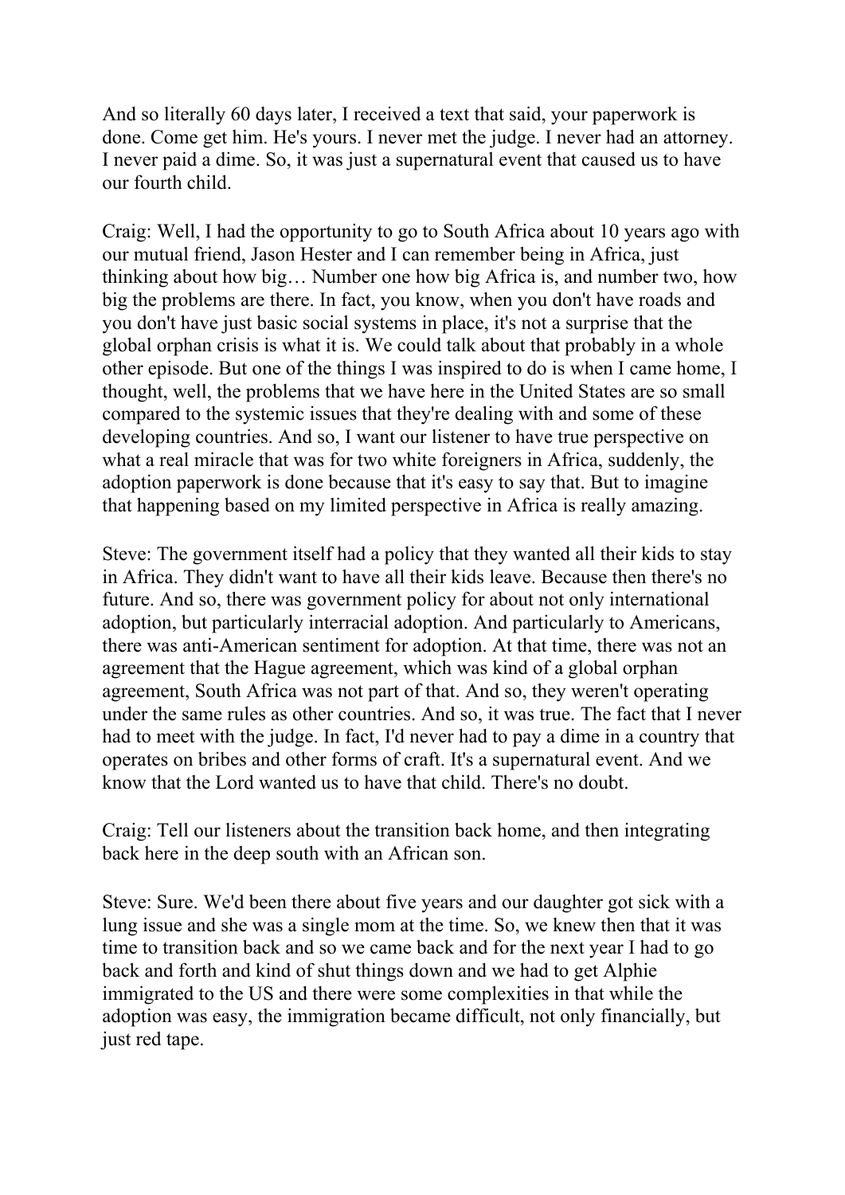And so literally 60 days later, I received a text that said, your paperwork is done. Come get him. He's yours. I never met the judge. I never had an attorney. I never paid a dime. So, it was just a supernatural event that caused us to have our fourth child.

Craig: Well, I had the opportunity to go to South Africa about 10 years ago with our mutual friend, Jason Hester and I can remember being in Africa, just thinking about how big… Number one how big Africa is, and number two, how big the problems are there. In fact, you know, when you don't have roads and you don't have just basic social systems in place, it's not a surprise that the global orphan crisis is what it is. We could talk about that probably in a whole other episode. But one of the things I was inspired to do is when I came home, I thought, well, the problems that we have here in the United States are so small compared to the systemic issues that they're dealing with and some of these developing countries. And so, I want our listener to have true perspective on what a real miracle that was for two white foreigners in Africa, suddenly, the adoption paperwork is done because that it's easy to say that. But to imagine that happening based on my limited perspective in Africa is really amazing.

Steve: The government itself had a policy that they wanted all their kids to stay in Africa. They didn't want to have all their kids leave. Because then there's no future. And so, there was government policy for about not only international adoption, but particularly interracial adoption. And particularly to Americans, there was anti-American sentiment for adoption. At that time, there was not an agreement that the Hague agreement, which was kind of a global orphan agreement, South Africa was not part of that. And so, they weren't operating under the same rules as other countries. And so, it was true. The fact that I never had to meet with the judge. In fact, I'd never had to pay a dime in a country that operates on bribes and other forms of craft. It's a supernatural event. And we know that the Lord wanted us to have that child. There's no doubt.

Craig: Tell our listeners about the transition back home, and then integrating back here in the deep south with an African son.

Steve: Sure. We'd been there about five years and our daughter got sick with a lung issue and she was a single mom at the time. So, we knew then that it was time to transition back and so we came back and for the next year I had to go back and forth and kind of shut things down and we had to get Alphie immigrated to the US and there were some complexities in that while the adoption was easy, the immigration became difficult, not only financially, but just red tape.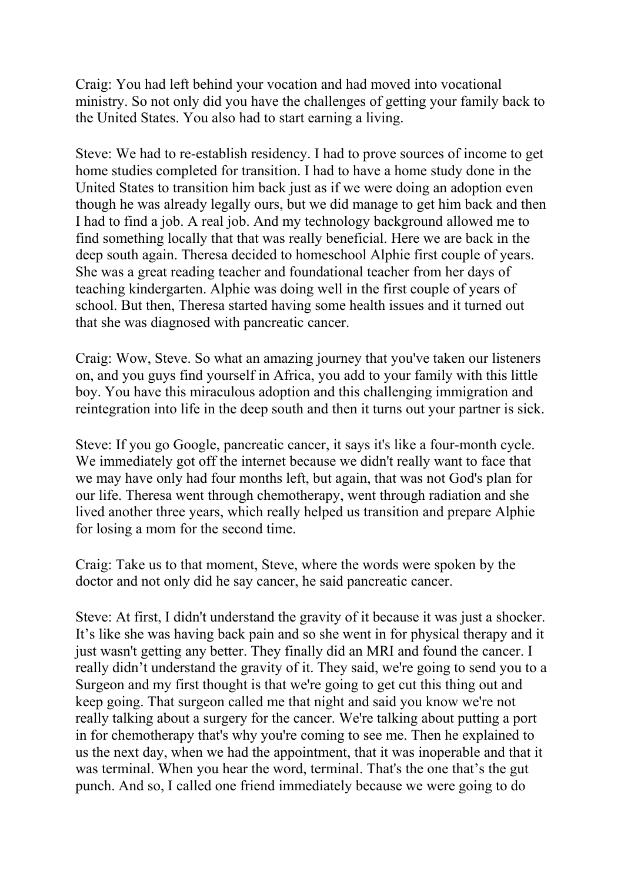Craig: You had left behind your vocation and had moved into vocational ministry. So not only did you have the challenges of getting your family back to the United States. You also had to start earning a living.

Steve: We had to re-establish residency. I had to prove sources of income to get home studies completed for transition. I had to have a home study done in the United States to transition him back just as if we were doing an adoption even though he was already legally ours, but we did manage to get him back and then I had to find a job. A real job. And my technology background allowed me to find something locally that that was really beneficial. Here we are back in the deep south again. Theresa decided to homeschool Alphie first couple of years. She was a great reading teacher and foundational teacher from her days of teaching kindergarten. Alphie was doing well in the first couple of years of school. But then, Theresa started having some health issues and it turned out that she was diagnosed with pancreatic cancer.

Craig: Wow, Steve. So what an amazing journey that you've taken our listeners on, and you guys find yourself in Africa, you add to your family with this little boy. You have this miraculous adoption and this challenging immigration and reintegration into life in the deep south and then it turns out your partner is sick.

Steve: If you go Google, pancreatic cancer, it says it's like a four-month cycle. We immediately got off the internet because we didn't really want to face that we may have only had four months left, but again, that was not God's plan for our life. Theresa went through chemotherapy, went through radiation and she lived another three years, which really helped us transition and prepare Alphie for losing a mom for the second time.

Craig: Take us to that moment, Steve, where the words were spoken by the doctor and not only did he say cancer, he said pancreatic cancer.

Steve: At first, I didn't understand the gravity of it because it was just a shocker. It's like she was having back pain and so she went in for physical therapy and it just wasn't getting any better. They finally did an MRI and found the cancer. I really didn't understand the gravity of it. They said, we're going to send you to a Surgeon and my first thought is that we're going to get cut this thing out and keep going. That surgeon called me that night and said you know we're not really talking about a surgery for the cancer. We're talking about putting a port in for chemotherapy that's why you're coming to see me. Then he explained to us the next day, when we had the appointment, that it was inoperable and that it was terminal. When you hear the word, terminal. That's the one that's the gut punch. And so, I called one friend immediately because we were going to do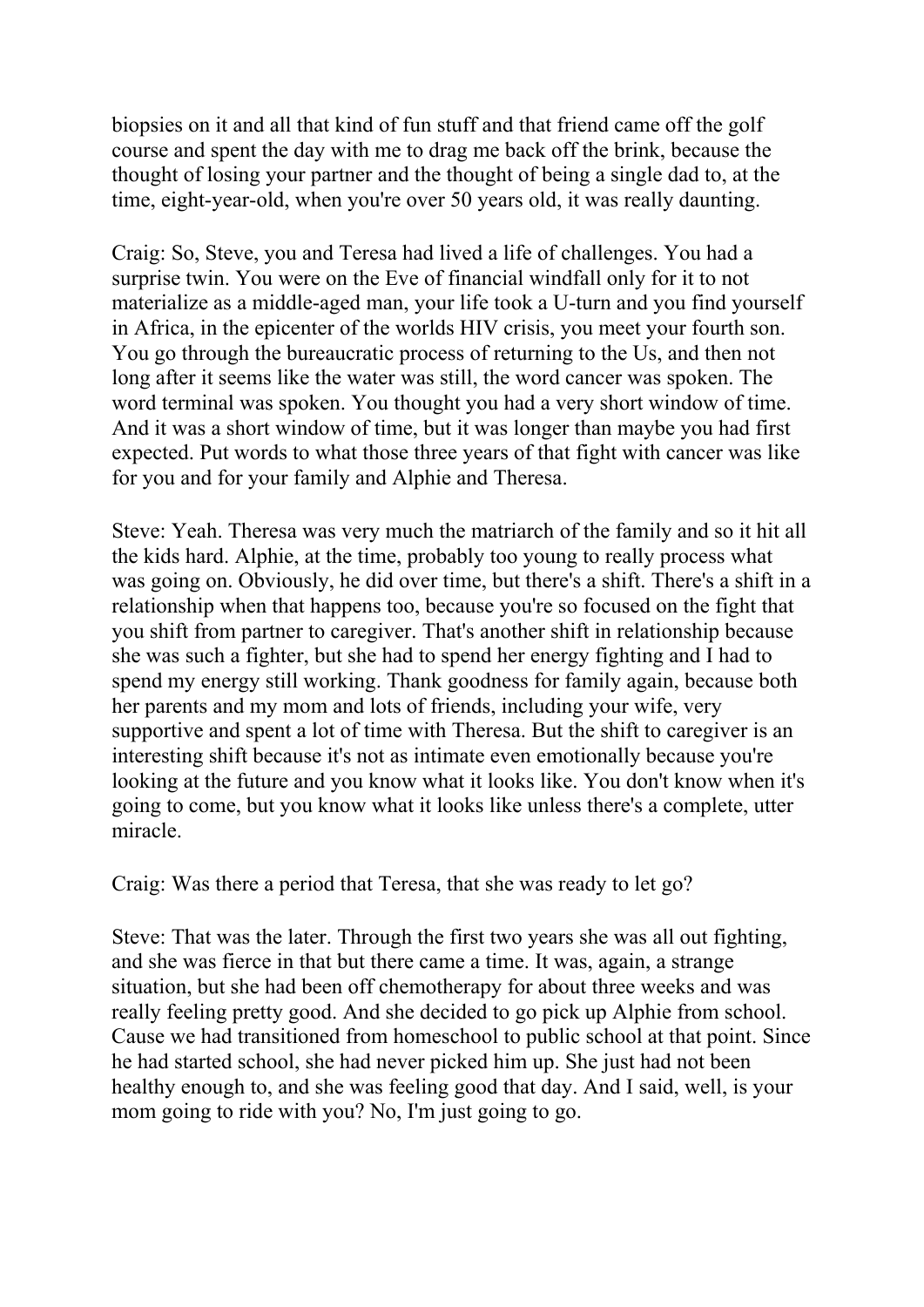biopsies on it and all that kind of fun stuff and that friend came off the golf course and spent the day with me to drag me back off the brink, because the thought of losing your partner and the thought of being a single dad to, at the time, eight-year-old, when you're over 50 years old, it was really daunting.

Craig: So, Steve, you and Teresa had lived a life of challenges. You had a surprise twin. You were on the Eve of financial windfall only for it to not materialize as a middle-aged man, your life took a U-turn and you find yourself in Africa, in the epicenter of the worlds HIV crisis, you meet your fourth son. You go through the bureaucratic process of returning to the Us, and then not long after it seems like the water was still, the word cancer was spoken. The word terminal was spoken. You thought you had a very short window of time. And it was a short window of time, but it was longer than maybe you had first expected. Put words to what those three years of that fight with cancer was like for you and for your family and Alphie and Theresa.

Steve: Yeah. Theresa was very much the matriarch of the family and so it hit all the kids hard. Alphie, at the time, probably too young to really process what was going on. Obviously, he did over time, but there's a shift. There's a shift in a relationship when that happens too, because you're so focused on the fight that you shift from partner to caregiver. That's another shift in relationship because she was such a fighter, but she had to spend her energy fighting and I had to spend my energy still working. Thank goodness for family again, because both her parents and my mom and lots of friends, including your wife, very supportive and spent a lot of time with Theresa. But the shift to caregiver is an interesting shift because it's not as intimate even emotionally because you're looking at the future and you know what it looks like. You don't know when it's going to come, but you know what it looks like unless there's a complete, utter miracle.

Craig: Was there a period that Teresa, that she was ready to let go?

Steve: That was the later. Through the first two years she was all out fighting, and she was fierce in that but there came a time. It was, again, a strange situation, but she had been off chemotherapy for about three weeks and was really feeling pretty good. And she decided to go pick up Alphie from school. Cause we had transitioned from homeschool to public school at that point. Since he had started school, she had never picked him up. She just had not been healthy enough to, and she was feeling good that day. And I said, well, is your mom going to ride with you? No, I'm just going to go.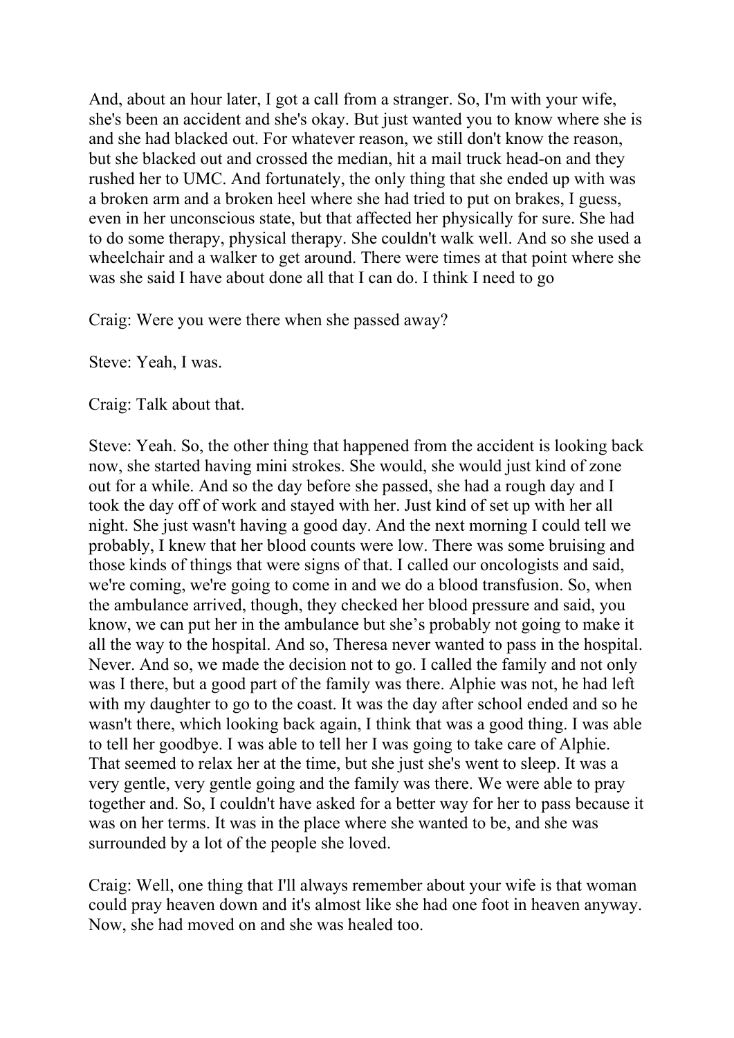And, about an hour later, I got a call from a stranger. So, I'm with your wife, she's been an accident and she's okay. But just wanted you to know where she is and she had blacked out. For whatever reason, we still don't know the reason, but she blacked out and crossed the median, hit a mail truck head-on and they rushed her to UMC. And fortunately, the only thing that she ended up with was a broken arm and a broken heel where she had tried to put on brakes, I guess, even in her unconscious state, but that affected her physically for sure. She had to do some therapy, physical therapy. She couldn't walk well. And so she used a wheelchair and a walker to get around. There were times at that point where she was she said I have about done all that I can do. I think I need to go

Craig: Were you were there when she passed away?

Steve: Yeah, I was.

Craig: Talk about that.

Steve: Yeah. So, the other thing that happened from the accident is looking back now, she started having mini strokes. She would, she would just kind of zone out for a while. And so the day before she passed, she had a rough day and I took the day off of work and stayed with her. Just kind of set up with her all night. She just wasn't having a good day. And the next morning I could tell we probably, I knew that her blood counts were low. There was some bruising and those kinds of things that were signs of that. I called our oncologists and said, we're coming, we're going to come in and we do a blood transfusion. So, when the ambulance arrived, though, they checked her blood pressure and said, you know, we can put her in the ambulance but she's probably not going to make it all the way to the hospital. And so, Theresa never wanted to pass in the hospital. Never. And so, we made the decision not to go. I called the family and not only was I there, but a good part of the family was there. Alphie was not, he had left with my daughter to go to the coast. It was the day after school ended and so he wasn't there, which looking back again, I think that was a good thing. I was able to tell her goodbye. I was able to tell her I was going to take care of Alphie. That seemed to relax her at the time, but she just she's went to sleep. It was a very gentle, very gentle going and the family was there. We were able to pray together and. So, I couldn't have asked for a better way for her to pass because it was on her terms. It was in the place where she wanted to be, and she was surrounded by a lot of the people she loved.

Craig: Well, one thing that I'll always remember about your wife is that woman could pray heaven down and it's almost like she had one foot in heaven anyway. Now, she had moved on and she was healed too.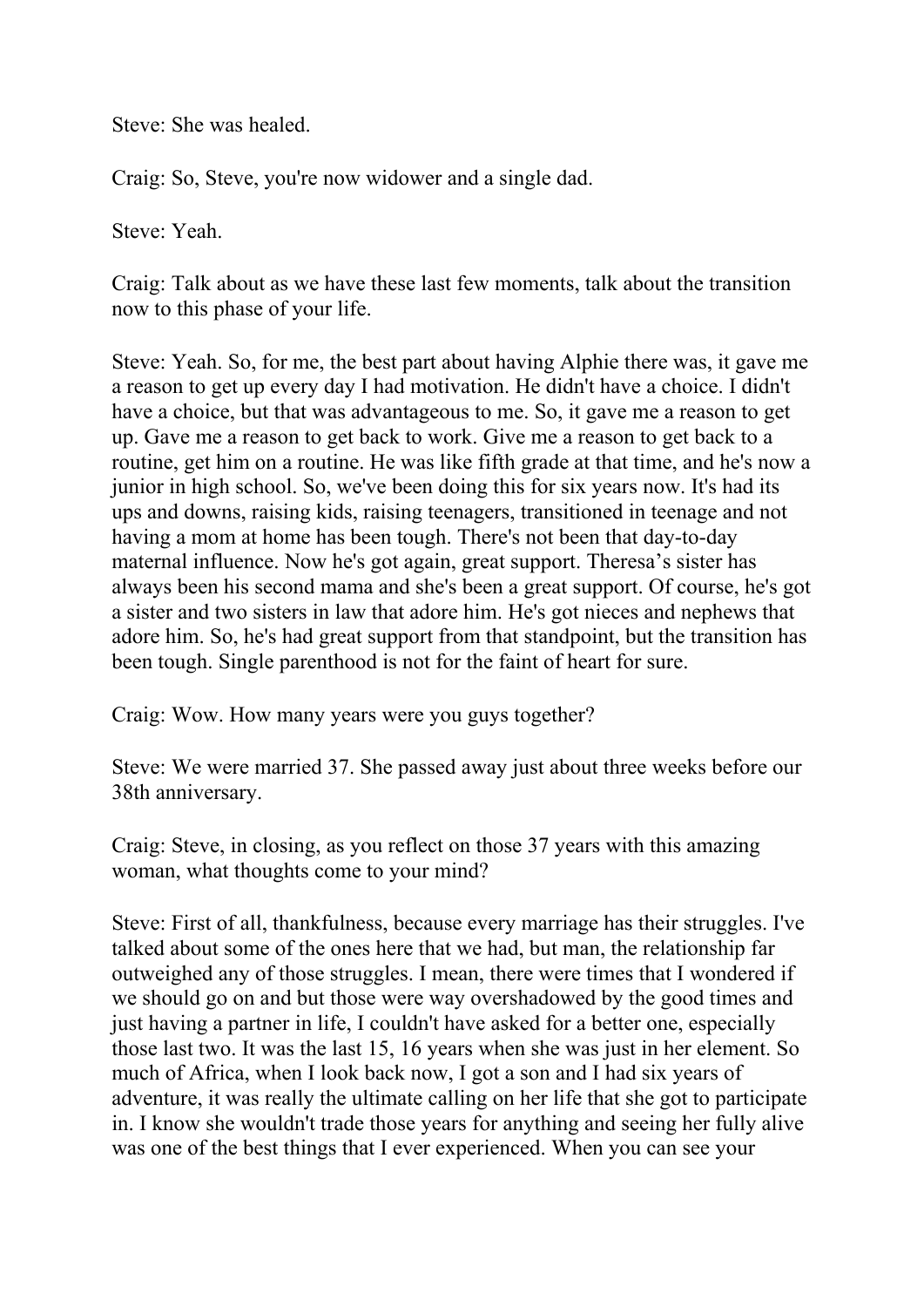Steve: She was healed.

Craig: So, Steve, you're now widower and a single dad.

Steve: Yeah.

Craig: Talk about as we have these last few moments, talk about the transition now to this phase of your life.

Steve: Yeah. So, for me, the best part about having Alphie there was, it gave me a reason to get up every day I had motivation. He didn't have a choice. I didn't have a choice, but that was advantageous to me. So, it gave me a reason to get up. Gave me a reason to get back to work. Give me a reason to get back to a routine, get him on a routine. He was like fifth grade at that time, and he's now a junior in high school. So, we've been doing this for six years now. It's had its ups and downs, raising kids, raising teenagers, transitioned in teenage and not having a mom at home has been tough. There's not been that day-to-day maternal influence. Now he's got again, great support. Theresa's sister has always been his second mama and she's been a great support. Of course, he's got a sister and two sisters in law that adore him. He's got nieces and nephews that adore him. So, he's had great support from that standpoint, but the transition has been tough. Single parenthood is not for the faint of heart for sure.

Craig: Wow. How many years were you guys together?

Steve: We were married 37. She passed away just about three weeks before our 38th anniversary.

Craig: Steve, in closing, as you reflect on those 37 years with this amazing woman, what thoughts come to your mind?

Steve: First of all, thankfulness, because every marriage has their struggles. I've talked about some of the ones here that we had, but man, the relationship far outweighed any of those struggles. I mean, there were times that I wondered if we should go on and but those were way overshadowed by the good times and just having a partner in life, I couldn't have asked for a better one, especially those last two. It was the last 15, 16 years when she was just in her element. So much of Africa, when I look back now, I got a son and I had six years of adventure, it was really the ultimate calling on her life that she got to participate in. I know she wouldn't trade those years for anything and seeing her fully alive was one of the best things that I ever experienced. When you can see your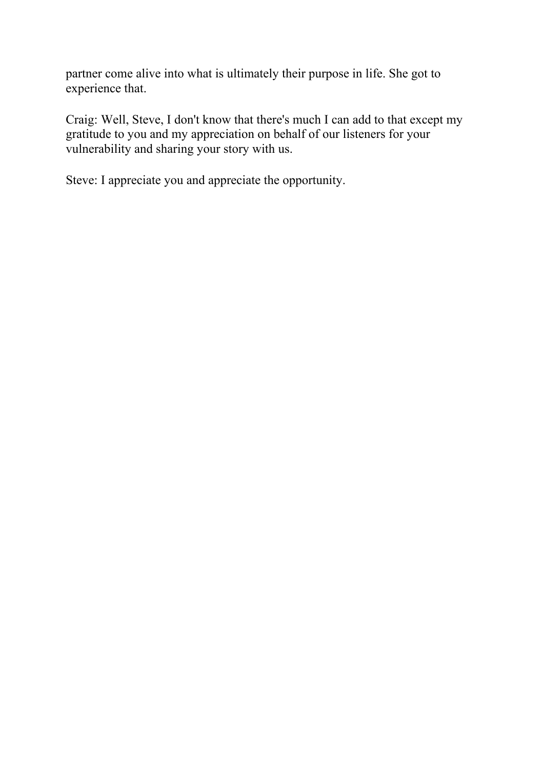partner come alive into what is ultimately their purpose in life. She got to experience that.

Craig: Well, Steve, I don't know that there's much I can add to that except my gratitude to you and my appreciation on behalf of our listeners for your vulnerability and sharing your story with us.

Steve: I appreciate you and appreciate the opportunity.